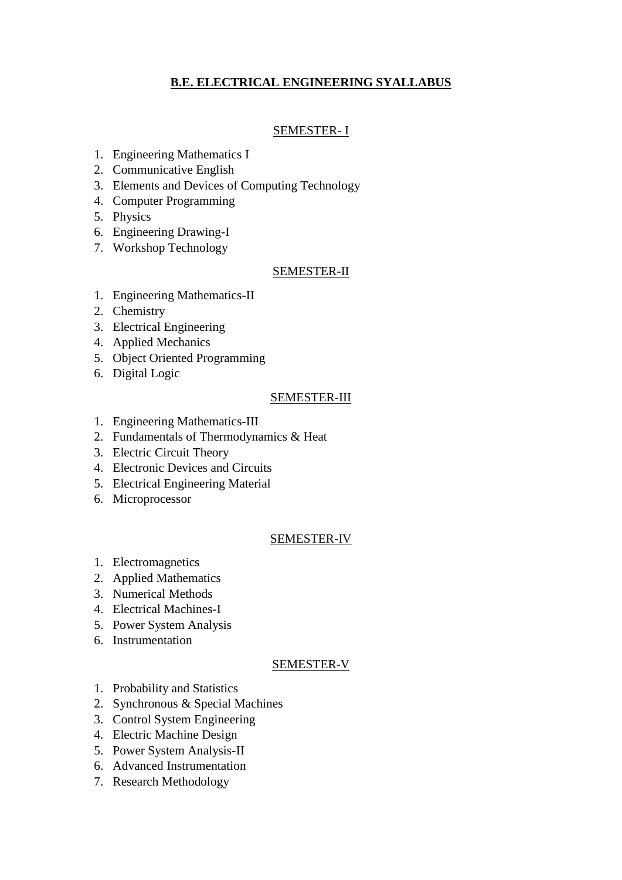# B.E. ELECTRICAL ENGINEERING SYALLABUS

## SEMESTER- I

1. Engineering Mathematics I
2. Communicative English
3. Elements and Devices of Computing Technology
4. Computer Programming
5. Physics
6. Engineering Drawing-I
7. Workshop Technology

## SEMESTER-II

1. Engineering Mathematics-II
2. Chemistry
3. Electrical Engineering
4. Applied Mechanics
5. Object Oriented Programming
6. Digital Logic

## SEMESTER-III

1. Engineering Mathematics-III
2. Fundamentals of Thermodynamics & Heat
3. Electric Circuit Theory
4. Electronic Devices and Circuits
5. Electrical Engineering Material
6. Microprocessor

## SEMESTER-IV

1. Electromagnetics
2. Applied Mathematics
3. Numerical Methods
4. Electrical Machines-I
5. Power System Analysis
6. Instrumentation

## SEMESTER-V

1. Probability and Statistics
2. Synchronous & Special Machines
3. Control System Engineering
4. Electric Machine Design
5. Power System Analysis-II
6. Advanced Instrumentation
7. Research Methodology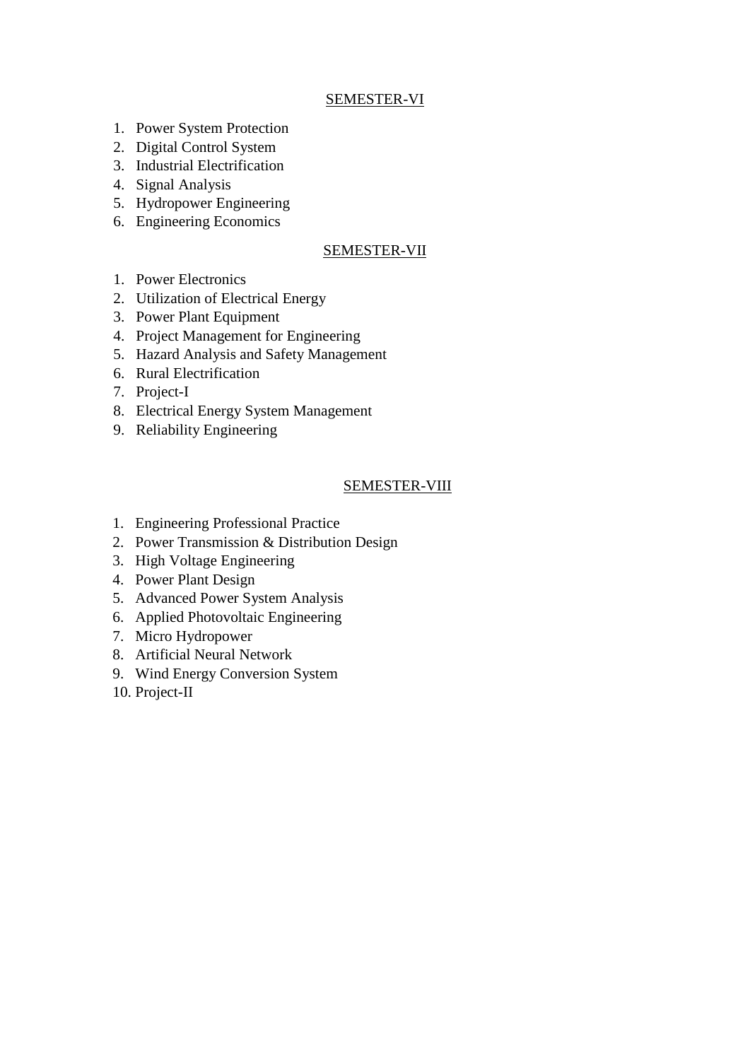## SEMESTER-VI

1. Power System Protection
2. Digital Control System
3. Industrial Electrification
4. Signal Analysis
5. Hydropower Engineering
6. Engineering Economics

## SEMESTER-VII

1. Power Electronics
2. Utilization of Electrical Energy
3. Power Plant Equipment
4. Project Management for Engineering
5. Hazard Analysis and Safety Management
6. Rural Electrification
7. Project-I
8. Electrical Energy System Management
9. Reliability Engineering

## SEMESTER-VIII

1. Engineering Professional Practice
2. Power Transmission & Distribution Design
3. High Voltage Engineering
4. Power Plant Design
5. Advanced Power System Analysis
6. Applied Photovoltaic Engineering
7. Micro Hydropower
8. Artificial Neural Network
9. Wind Energy Conversion System
10. Project-II